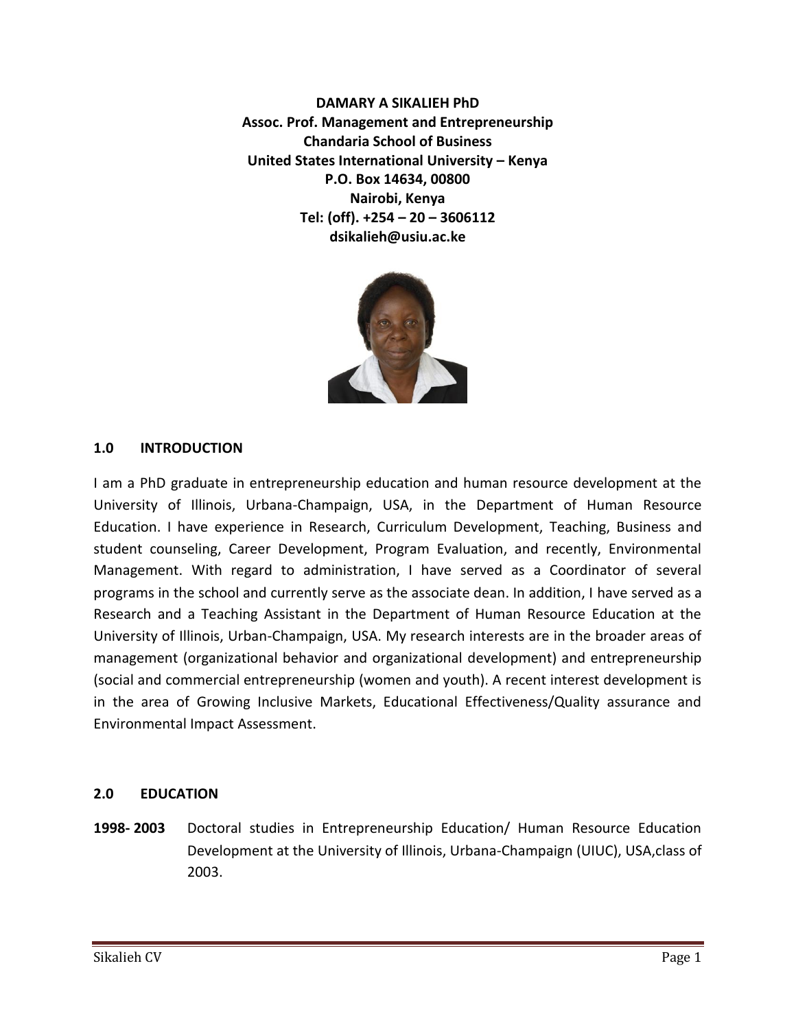**DAMARY A SIKALIEH PhD**
**Assoc. Prof. Management and Entrepreneurship**
**Chandaria School of Business**
**United States International University – Kenya**
**P.O. Box 14634, 00800**
**Nairobi, Kenya**
**Tel: (off). +254 – 20 – 3606112**
**dsikalieh@usiu.ac.ke**

## 1.0 INTRODUCTION

I am a PhD graduate in entrepreneurship education and human resource development at the University of Illinois, Urbana-Champaign, USA, in the Department of Human Resource Education. I have experience in Research, Curriculum Development, Teaching, Business and student counseling, Career Development, Program Evaluation, and recently, Environmental Management. With regard to administration, I have served as a Coordinator of several programs in the school and currently serve as the associate dean. In addition, I have served as a Research and a Teaching Assistant in the Department of Human Resource Education at the University of Illinois, Urban-Champaign, USA. My research interests are in the broader areas of management (organizational behavior and organizational development) and entrepreneurship (social and commercial entrepreneurship (women and youth). A recent interest development is in the area of Growing Inclusive Markets, Educational Effectiveness/Quality assurance and Environmental Impact Assessment.

## 2.0 EDUCATION

**1998- 2003** Doctoral studies in Entrepreneurship Education/ Human Resource Education Development at the University of Illinois, Urbana-Champaign (UIUC), USA,class of 2003.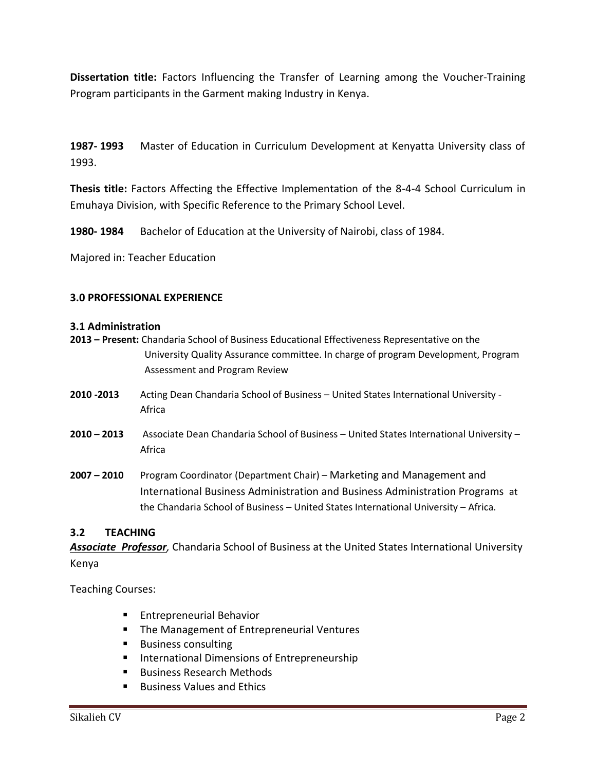**Dissertation title:** Factors Influencing the Transfer of Learning among the Voucher-Training Program participants in the Garment making Industry in Kenya.

**1987- 1993** Master of Education in Curriculum Development at Kenyatta University class of 1993.

**Thesis title:** Factors Affecting the Effective Implementation of the 8-4-4 School Curriculum in Emuhaya Division, with Specific Reference to the Primary School Level.

**1980- 1984** Bachelor of Education at the University of Nairobi, class of 1984.

Majored in: Teacher Education

### 3.0 PROFESSIONAL EXPERIENCE

#### 3.1 Administration

**2013 – Present:** Chandaria School of Business Educational Effectiveness Representative on the University Quality Assurance committee. In charge of program Development, Program Assessment and Program Review

**2010 -2013** Acting Dean Chandaria School of Business – United States International University - Africa

**2010 – 2013** Associate Dean Chandaria School of Business – United States International University – Africa

**2007 – 2010** Program Coordinator (Department Chair) – Marketing and Management and International Business Administration and Business Administration Programs at the Chandaria School of Business – United States International University – Africa.

#### 3.2 TEACHING

***Associate Professor***, Chandaria School of Business at the United States International University Kenya

Teaching Courses:

- Entrepreneurial Behavior
- The Management of Entrepreneurial Ventures
- Business consulting
- International Dimensions of Entrepreneurship
- Business Research Methods
- Business Values and Ethics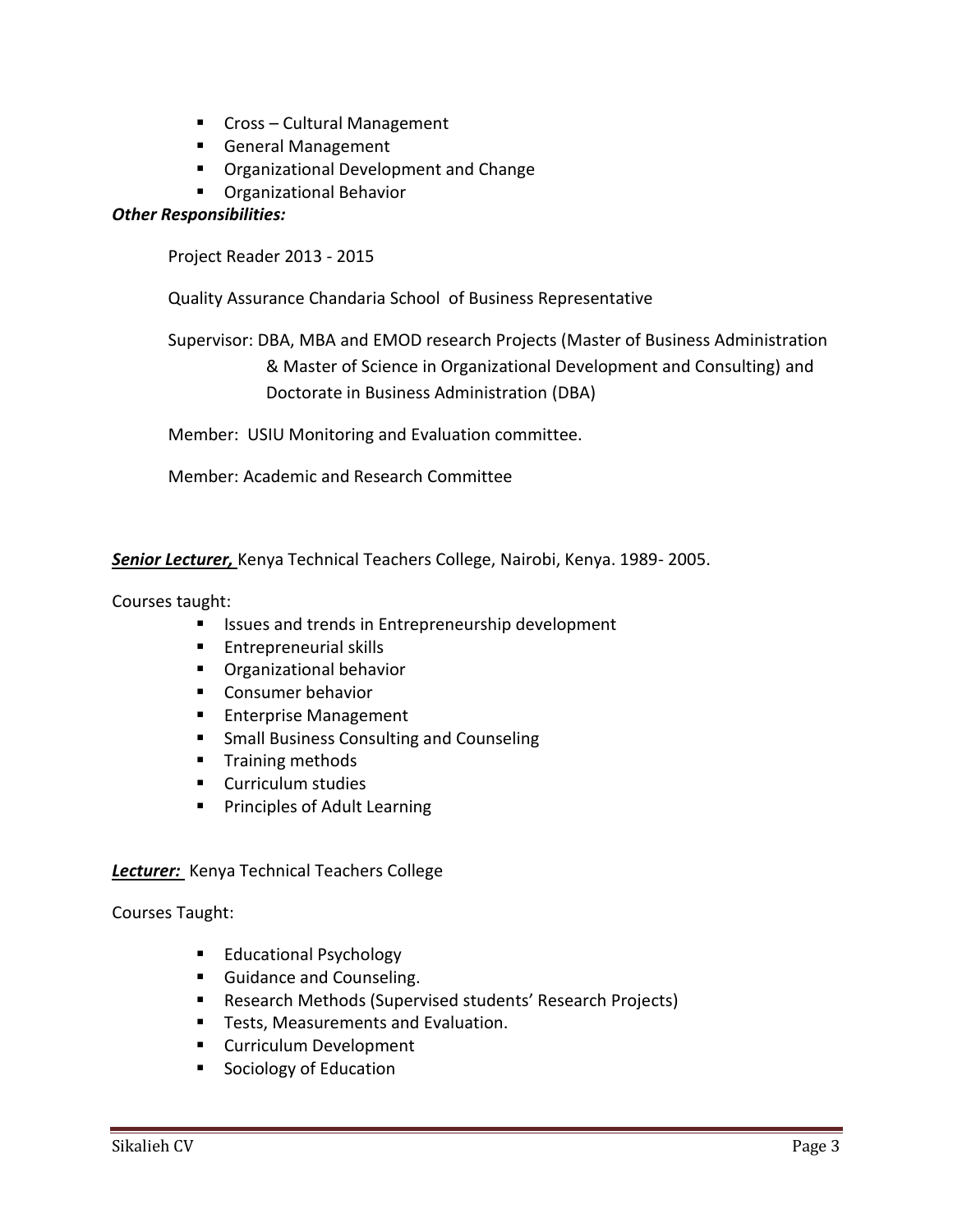- Cross – Cultural Management
- General Management
- Organizational Development and Change
- Organizational Behavior

***Other Responsibilities:***

Project Reader 2013 - 2015

Quality Assurance Chandaria School of Business Representative

Supervisor: DBA, MBA and EMOD research Projects (Master of Business Administration & Master of Science in Organizational Development and Consulting) and Doctorate in Business Administration (DBA)

Member: USIU Monitoring and Evaluation committee.

Member: Academic and Research Committee

***Senior Lecturer,*** Kenya Technical Teachers College, Nairobi, Kenya. 1989- 2005.

Courses taught:

- Issues and trends in Entrepreneurship development
- Entrepreneurial skills
- Organizational behavior
- Consumer behavior
- Enterprise Management
- Small Business Consulting and Counseling
- Training methods
- Curriculum studies
- Principles of Adult Learning

***Lecturer:*** Kenya Technical Teachers College

Courses Taught:

- Educational Psychology
- Guidance and Counseling.
- Research Methods (Supervised students' Research Projects)
- Tests, Measurements and Evaluation.
- Curriculum Development
- Sociology of Education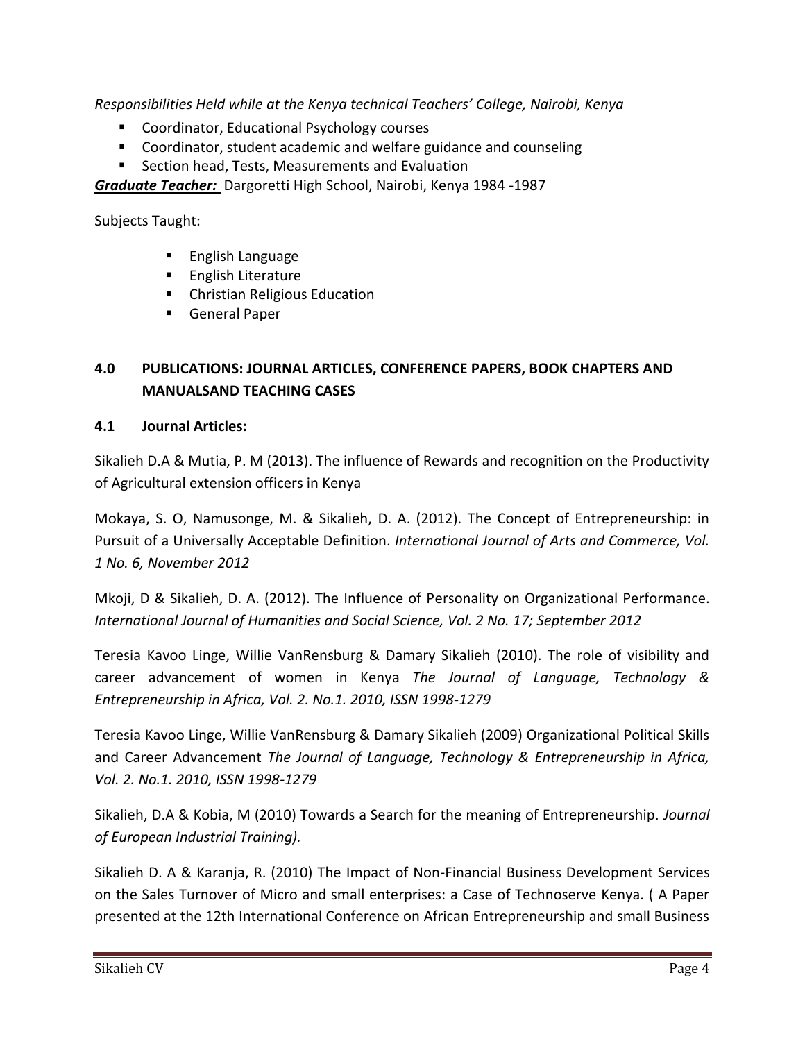*Responsibilities Held while at the Kenya technical Teachers' College, Nairobi, Kenya*

- Coordinator, Educational Psychology courses
- Coordinator, student academic and welfare guidance and counseling
- Section head, Tests, Measurements and Evaluation

***Graduate Teacher:*** Dargoretti High School, Nairobi, Kenya 1984 -1987

Subjects Taught:

- English Language
- English Literature
- Christian Religious Education
- General Paper

## 4.0 PUBLICATIONS: JOURNAL ARTICLES, CONFERENCE PAPERS, BOOK CHAPTERS AND MANUALSAND TEACHING CASES

### 4.1 Journal Articles:

Sikalieh D.A & Mutia, P. M (2013). The influence of Rewards and recognition on the Productivity of Agricultural extension officers in Kenya

Mokaya, S. O, Namusonge, M. & Sikalieh, D. A. (2012). The Concept of Entrepreneurship: in Pursuit of a Universally Acceptable Definition. *International Journal of Arts and Commerce, Vol. 1 No. 6, November 2012*

Mkoji, D & Sikalieh, D. A. (2012). The Influence of Personality on Organizational Performance. *International Journal of Humanities and Social Science, Vol. 2 No. 17; September 2012*

Teresia Kavoo Linge, Willie VanRensburg & Damary Sikalieh (2010). The role of visibility and career advancement of women in Kenya *The Journal of Language, Technology & Entrepreneurship in Africa, Vol. 2. No.1. 2010, ISSN 1998-1279*

Teresia Kavoo Linge, Willie VanRensburg & Damary Sikalieh (2009) Organizational Political Skills and Career Advancement *The Journal of Language, Technology & Entrepreneurship in Africa, Vol. 2. No.1. 2010, ISSN 1998-1279*

Sikalieh, D.A & Kobia, M (2010) Towards a Search for the meaning of Entrepreneurship. *Journal of European Industrial Training).*

Sikalieh D. A & Karanja, R. (2010) The Impact of Non-Financial Business Development Services on the Sales Turnover of Micro and small enterprises: a Case of Technoserve Kenya. ( A Paper presented at the 12th International Conference on African Entrepreneurship and small Business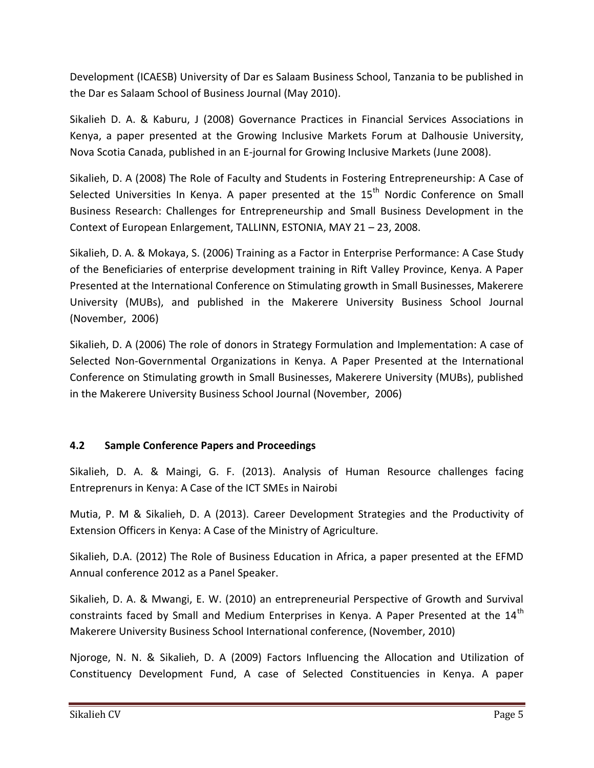Development (ICAESB) University of Dar es Salaam Business School, Tanzania to be published in the Dar es Salaam School of Business Journal (May 2010).

Sikalieh D. A. & Kaburu, J (2008) Governance Practices in Financial Services Associations in Kenya, a paper presented at the Growing Inclusive Markets Forum at Dalhousie University, Nova Scotia Canada, published in an E-journal for Growing Inclusive Markets (June 2008).

Sikalieh, D. A (2008) The Role of Faculty and Students in Fostering Entrepreneurship: A Case of Selected Universities In Kenya. A paper presented at the 15th Nordic Conference on Small Business Research: Challenges for Entrepreneurship and Small Business Development in the Context of European Enlargement, TALLINN, ESTONIA, MAY 21 – 23, 2008.

Sikalieh, D. A. & Mokaya, S. (2006) Training as a Factor in Enterprise Performance: A Case Study of the Beneficiaries of enterprise development training in Rift Valley Province, Kenya. A Paper Presented at the International Conference on Stimulating growth in Small Businesses, Makerere University (MUBs), and published in the Makerere University Business School Journal (November, 2006)

Sikalieh, D. A (2006) The role of donors in Strategy Formulation and Implementation: A case of Selected Non-Governmental Organizations in Kenya. A Paper Presented at the International Conference on Stimulating growth in Small Businesses, Makerere University (MUBs), published in the Makerere University Business School Journal (November, 2006)

### 4.2 Sample Conference Papers and Proceedings

Sikalieh, D. A. & Maingi, G. F. (2013). Analysis of Human Resource challenges facing Entreprenurs in Kenya: A Case of the ICT SMEs in Nairobi

Mutia, P. M & Sikalieh, D. A (2013). Career Development Strategies and the Productivity of Extension Officers in Kenya: A Case of the Ministry of Agriculture.

Sikalieh, D.A. (2012) The Role of Business Education in Africa, a paper presented at the EFMD Annual conference 2012 as a Panel Speaker.

Sikalieh, D. A. & Mwangi, E. W. (2010) an entrepreneurial Perspective of Growth and Survival constraints faced by Small and Medium Enterprises in Kenya. A Paper Presented at the 14th Makerere University Business School International conference, (November, 2010)

Njoroge, N. N. & Sikalieh, D. A (2009) Factors Influencing the Allocation and Utilization of Constituency Development Fund, A case of Selected Constituencies in Kenya. A paper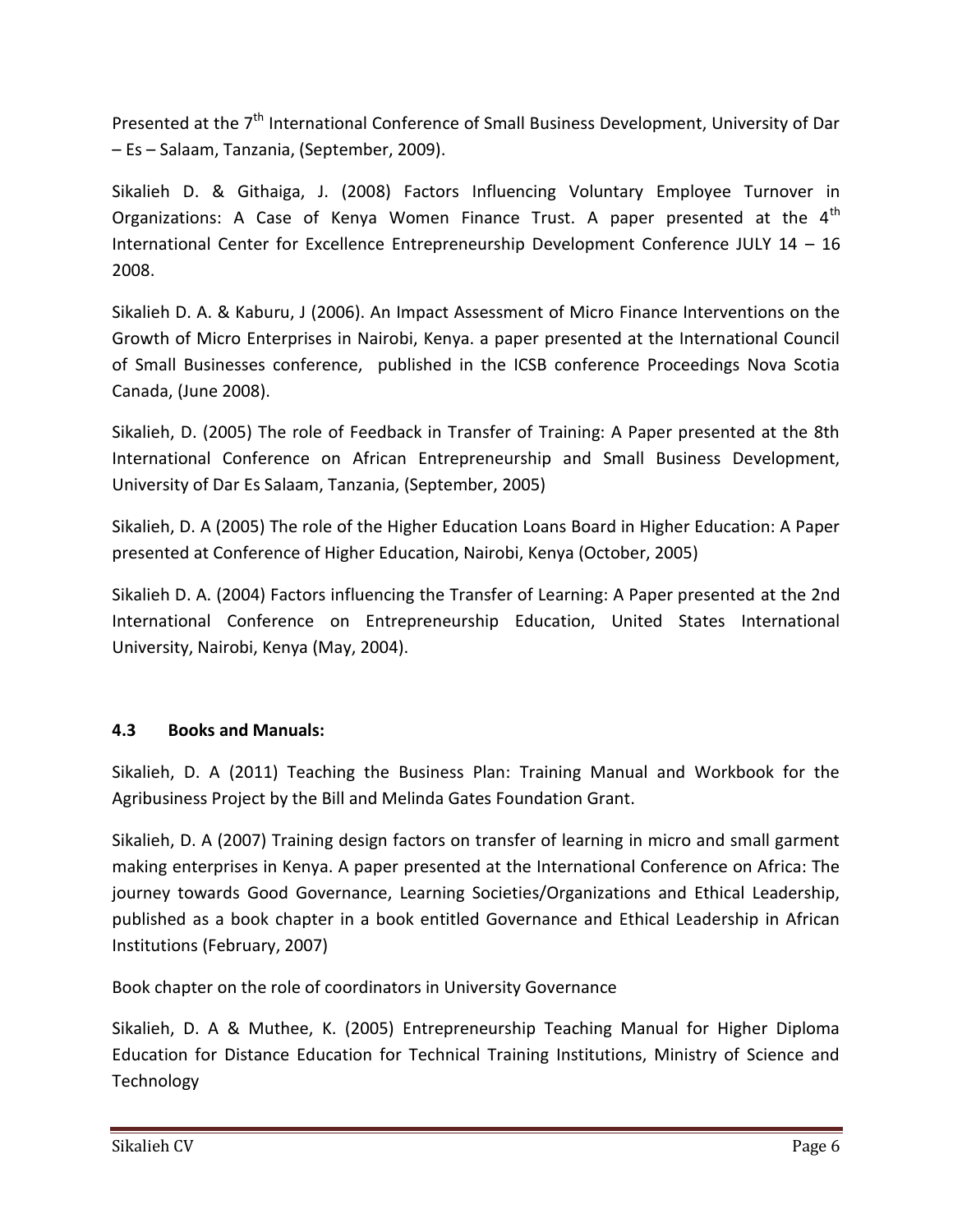Presented at the 7th International Conference of Small Business Development, University of Dar – Es – Salaam, Tanzania, (September, 2009).

Sikalieh D. & Githaiga, J. (2008) Factors Influencing Voluntary Employee Turnover in Organizations: A Case of Kenya Women Finance Trust. A paper presented at the 4th International Center for Excellence Entrepreneurship Development Conference JULY 14 – 16 2008.

Sikalieh D. A. & Kaburu, J (2006). An Impact Assessment of Micro Finance Interventions on the Growth of Micro Enterprises in Nairobi, Kenya. a paper presented at the International Council of Small Businesses conference, published in the ICSB conference Proceedings Nova Scotia Canada, (June 2008).

Sikalieh, D. (2005) The role of Feedback in Transfer of Training: A Paper presented at the 8th International Conference on African Entrepreneurship and Small Business Development, University of Dar Es Salaam, Tanzania, (September, 2005)

Sikalieh, D. A (2005) The role of the Higher Education Loans Board in Higher Education: A Paper presented at Conference of Higher Education, Nairobi, Kenya (October, 2005)

Sikalieh D. A. (2004) Factors influencing the Transfer of Learning: A Paper presented at the 2nd International Conference on Entrepreneurship Education, United States International University, Nairobi, Kenya (May, 2004).

### 4.3 Books and Manuals:

Sikalieh, D. A (2011) Teaching the Business Plan: Training Manual and Workbook for the Agribusiness Project by the Bill and Melinda Gates Foundation Grant.

Sikalieh, D. A (2007) Training design factors on transfer of learning in micro and small garment making enterprises in Kenya. A paper presented at the International Conference on Africa: The journey towards Good Governance, Learning Societies/Organizations and Ethical Leadership, published as a book chapter in a book entitled Governance and Ethical Leadership in African Institutions (February, 2007)

Book chapter on the role of coordinators in University Governance

Sikalieh, D. A & Muthee, K. (2005) Entrepreneurship Teaching Manual for Higher Diploma Education for Distance Education for Technical Training Institutions, Ministry of Science and Technology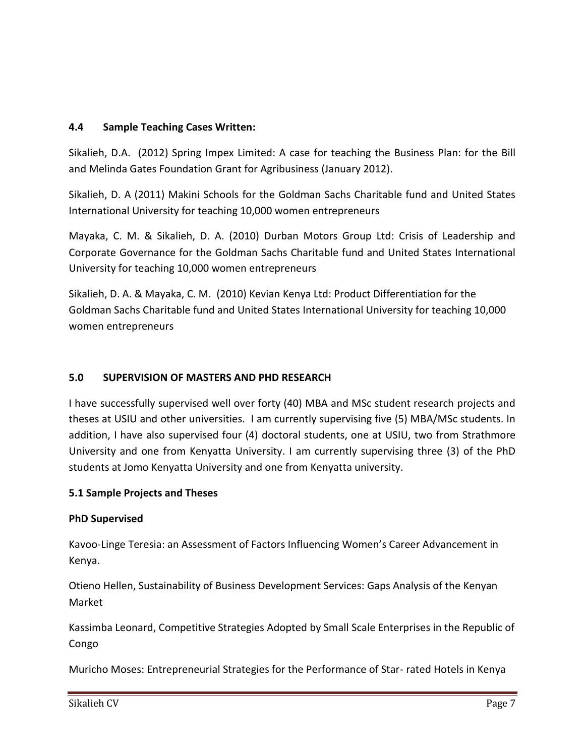### 4.4 Sample Teaching Cases Written:

Sikalieh, D.A. (2012) Spring Impex Limited: A case for teaching the Business Plan: for the Bill and Melinda Gates Foundation Grant for Agribusiness (January 2012).

Sikalieh, D. A (2011) Makini Schools for the Goldman Sachs Charitable fund and United States International University for teaching 10,000 women entrepreneurs

Mayaka, C. M. & Sikalieh, D. A. (2010) Durban Motors Group Ltd: Crisis of Leadership and Corporate Governance for the Goldman Sachs Charitable fund and United States International University for teaching 10,000 women entrepreneurs

Sikalieh, D. A. & Mayaka, C. M. (2010) Kevian Kenya Ltd: Product Differentiation for the Goldman Sachs Charitable fund and United States International University for teaching 10,000 women entrepreneurs

## 5.0 SUPERVISION OF MASTERS AND PHD RESEARCH

I have successfully supervised well over forty (40) MBA and MSc student research projects and theses at USIU and other universities. I am currently supervising five (5) MBA/MSc students. In addition, I have also supervised four (4) doctoral students, one at USIU, two from Strathmore University and one from Kenyatta University. I am currently supervising three (3) of the PhD students at Jomo Kenyatta University and one from Kenyatta university.

### 5.1 Sample Projects and Theses

**PhD Supervised**

Kavoo-Linge Teresia: an Assessment of Factors Influencing Women's Career Advancement in Kenya.

Otieno Hellen, Sustainability of Business Development Services: Gaps Analysis of the Kenyan Market

Kassimba Leonard, Competitive Strategies Adopted by Small Scale Enterprises in the Republic of Congo

Muricho Moses: Entrepreneurial Strategies for the Performance of Star- rated Hotels in Kenya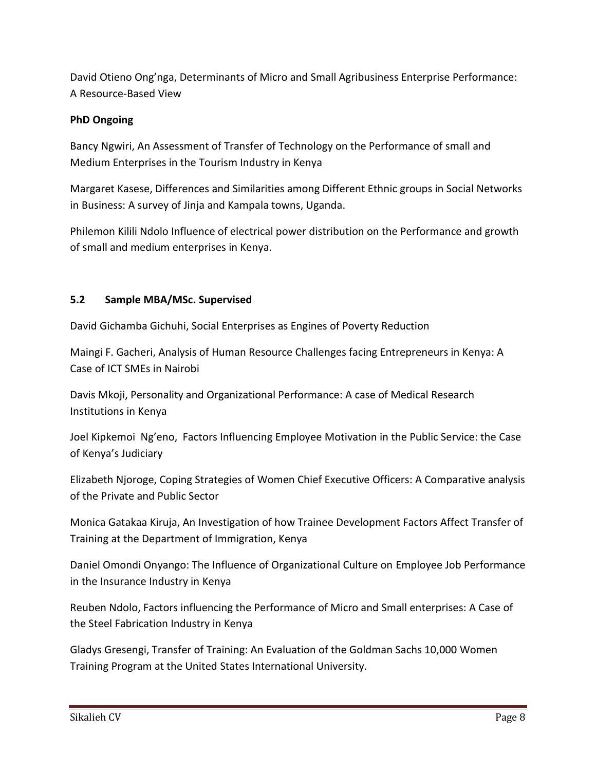David Otieno Ong'nga, Determinants of Micro and Small Agribusiness Enterprise Performance: A Resource-Based View

**PhD Ongoing**

Bancy Ngwiri, An Assessment of Transfer of Technology on the Performance of small and Medium Enterprises in the Tourism Industry in Kenya

Margaret Kasese, Differences and Similarities among Different Ethnic groups in Social Networks in Business: A survey of Jinja and Kampala towns, Uganda.

Philemon Kilili Ndolo Influence of electrical power distribution on the Performance and growth of small and medium enterprises in Kenya.

### 5.2 Sample MBA/MSc. Supervised

David Gichamba Gichuhi, Social Enterprises as Engines of Poverty Reduction

Maingi F. Gacheri, Analysis of Human Resource Challenges facing Entrepreneurs in Kenya: A Case of ICT SMEs in Nairobi

Davis Mkoji, Personality and Organizational Performance: A case of Medical Research Institutions in Kenya

Joel Kipkemoi Ng'eno, Factors Influencing Employee Motivation in the Public Service: the Case of Kenya's Judiciary

Elizabeth Njoroge, Coping Strategies of Women Chief Executive Officers: A Comparative analysis of the Private and Public Sector

Monica Gatakaa Kiruja, An Investigation of how Trainee Development Factors Affect Transfer of Training at the Department of Immigration, Kenya

Daniel Omondi Onyango: The Influence of Organizational Culture on Employee Job Performance in the Insurance Industry in Kenya

Reuben Ndolo, Factors influencing the Performance of Micro and Small enterprises: A Case of the Steel Fabrication Industry in Kenya

Gladys Gresengi, Transfer of Training: An Evaluation of the Goldman Sachs 10,000 Women Training Program at the United States International University.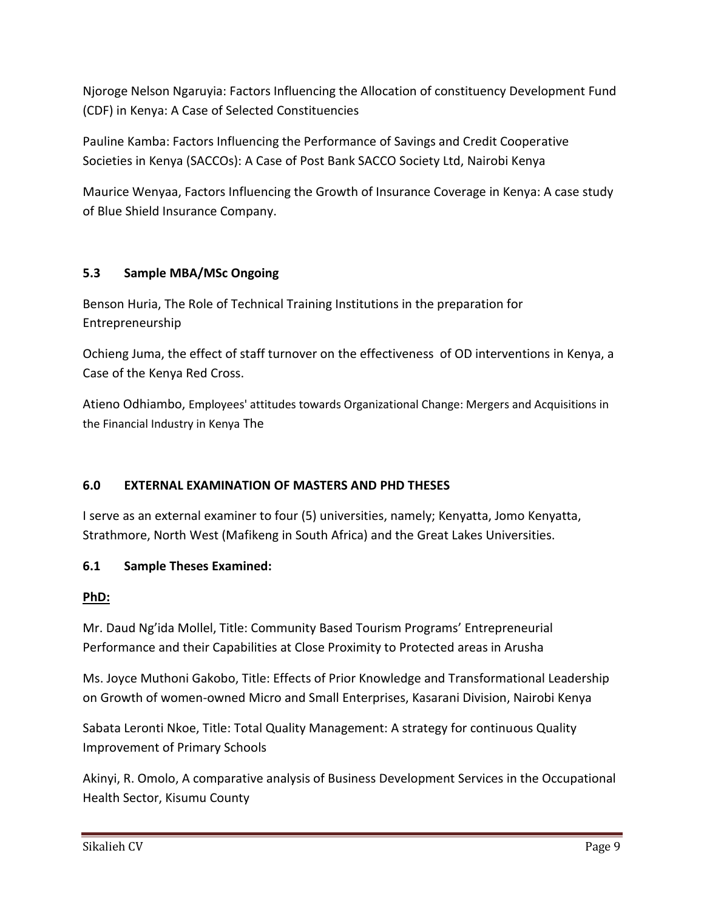Njoroge Nelson Ngaruyia: Factors Influencing the Allocation of constituency Development Fund (CDF) in Kenya: A Case of Selected Constituencies

Pauline Kamba: Factors Influencing the Performance of Savings and Credit Cooperative Societies in Kenya (SACCOs): A Case of Post Bank SACCO Society Ltd, Nairobi Kenya

Maurice Wenyaa, Factors Influencing the Growth of Insurance Coverage in Kenya: A case study of Blue Shield Insurance Company.

### 5.3 Sample MBA/MSc Ongoing

Benson Huria, The Role of Technical Training Institutions in the preparation for Entrepreneurship

Ochieng Juma, the effect of staff turnover on the effectiveness of OD interventions in Kenya, a Case of the Kenya Red Cross.

Atieno Odhiambo, Employees' attitudes towards Organizational Change: Mergers and Acquisitions in the Financial Industry in Kenya The

## 6.0 EXTERNAL EXAMINATION OF MASTERS AND PHD THESES

I serve as an external examiner to four (5) universities, namely; Kenyatta, Jomo Kenyatta, Strathmore, North West (Mafikeng in South Africa) and the Great Lakes Universities.

### 6.1 Sample Theses Examined:

**<u>PhD:</u>**

Mr. Daud Ng'ida Mollel, Title: Community Based Tourism Programs' Entrepreneurial Performance and their Capabilities at Close Proximity to Protected areas in Arusha

Ms. Joyce Muthoni Gakobo, Title: Effects of Prior Knowledge and Transformational Leadership on Growth of women-owned Micro and Small Enterprises, Kasarani Division, Nairobi Kenya

Sabata Leronti Nkoe, Title: Total Quality Management: A strategy for continuous Quality Improvement of Primary Schools

Akinyi, R. Omolo, A comparative analysis of Business Development Services in the Occupational Health Sector, Kisumu County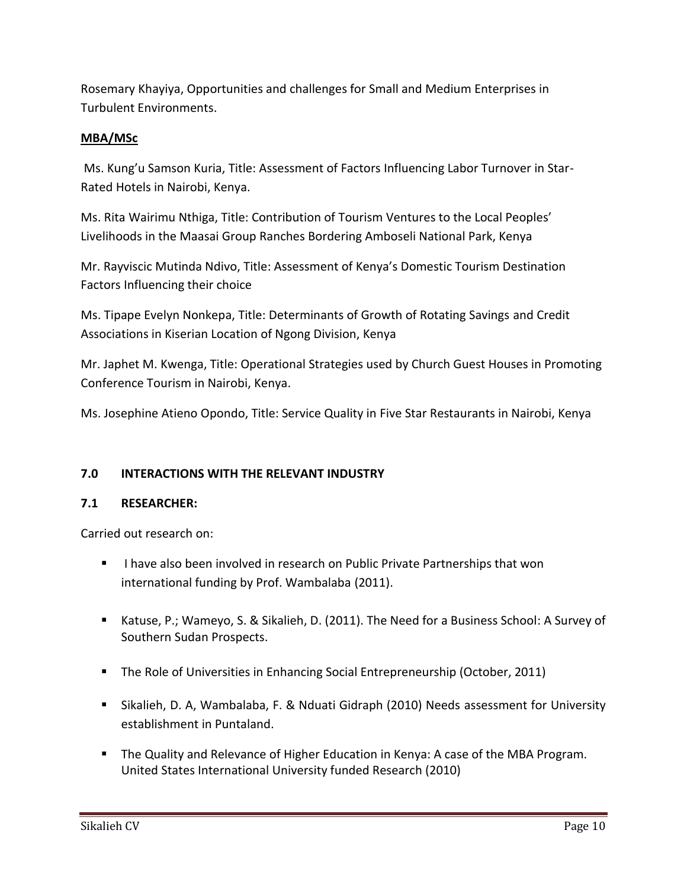Rosemary Khayiya, Opportunities and challenges for Small and Medium Enterprises in Turbulent Environments.

**MBA/MSc**

Ms. Kung'u Samson Kuria, Title: Assessment of Factors Influencing Labor Turnover in Star-Rated Hotels in Nairobi, Kenya.

Ms. Rita Wairimu Nthiga, Title: Contribution of Tourism Ventures to the Local Peoples' Livelihoods in the Maasai Group Ranches Bordering Amboseli National Park, Kenya

Mr. Rayviscic Mutinda Ndivo, Title: Assessment of Kenya's Domestic Tourism Destination Factors Influencing their choice

Ms. Tipape Evelyn Nonkepa, Title: Determinants of Growth of Rotating Savings and Credit Associations in Kiserian Location of Ngong Division, Kenya

Mr. Japhet M. Kwenga, Title: Operational Strategies used by Church Guest Houses in Promoting Conference Tourism in Nairobi, Kenya.

Ms. Josephine Atieno Opondo, Title: Service Quality in Five Star Restaurants in Nairobi, Kenya

## 7.0 INTERACTIONS WITH THE RELEVANT INDUSTRY

### 7.1 RESEARCHER:

Carried out research on:

- I have also been involved in research on Public Private Partnerships that won international funding by Prof. Wambalaba (2011).
- Katuse, P.; Wameyo, S. & Sikalieh, D. (2011). The Need for a Business School: A Survey of Southern Sudan Prospects.
- The Role of Universities in Enhancing Social Entrepreneurship (October, 2011)
- Sikalieh, D. A, Wambalaba, F. & Nduati Gidraph (2010) Needs assessment for University establishment in Puntaland.
- The Quality and Relevance of Higher Education in Kenya: A case of the MBA Program. United States International University funded Research (2010)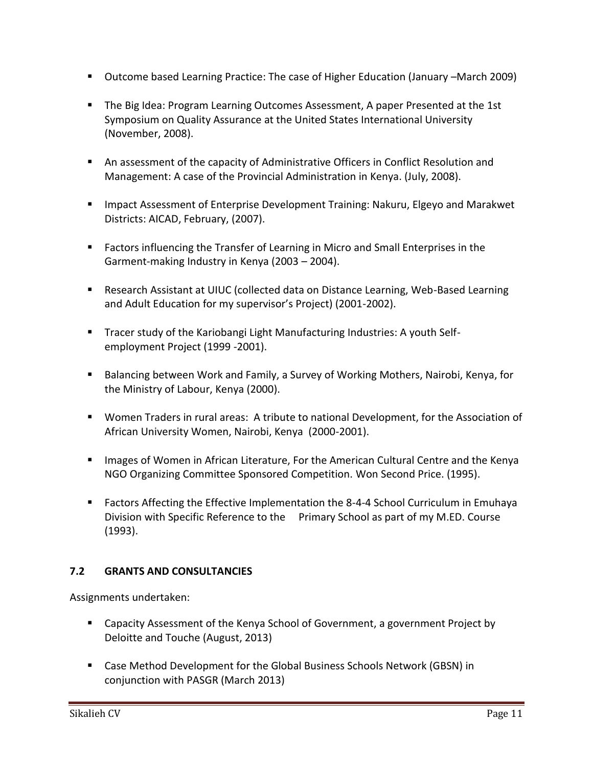- Outcome based Learning Practice: The case of Higher Education (January –March 2009)
- The Big Idea: Program Learning Outcomes Assessment, A paper Presented at the 1st Symposium on Quality Assurance at the United States International University (November, 2008).
- An assessment of the capacity of Administrative Officers in Conflict Resolution and Management: A case of the Provincial Administration in Kenya. (July, 2008).
- Impact Assessment of Enterprise Development Training: Nakuru, Elgeyo and Marakwet Districts: AICAD, February, (2007).
- Factors influencing the Transfer of Learning in Micro and Small Enterprises in the Garment-making Industry in Kenya (2003 – 2004).
- Research Assistant at UIUC (collected data on Distance Learning, Web-Based Learning and Adult Education for my supervisor's Project) (2001-2002).
- Tracer study of the Kariobangi Light Manufacturing Industries: A youth Self-employment Project (1999 -2001).
- Balancing between Work and Family, a Survey of Working Mothers, Nairobi, Kenya, for the Ministry of Labour, Kenya (2000).
- Women Traders in rural areas: A tribute to national Development, for the Association of African University Women, Nairobi, Kenya (2000-2001).
- Images of Women in African Literature, For the American Cultural Centre and the Kenya NGO Organizing Committee Sponsored Competition. Won Second Price. (1995).
- Factors Affecting the Effective Implementation the 8-4-4 School Curriculum in Emuhaya Division with Specific Reference to the Primary School as part of my M.ED. Course (1993).

### 7.2 GRANTS AND CONSULTANCIES

Assignments undertaken:

- Capacity Assessment of the Kenya School of Government, a government Project by Deloitte and Touche (August, 2013)
- Case Method Development for the Global Business Schools Network (GBSN) in conjunction with PASGR (March 2013)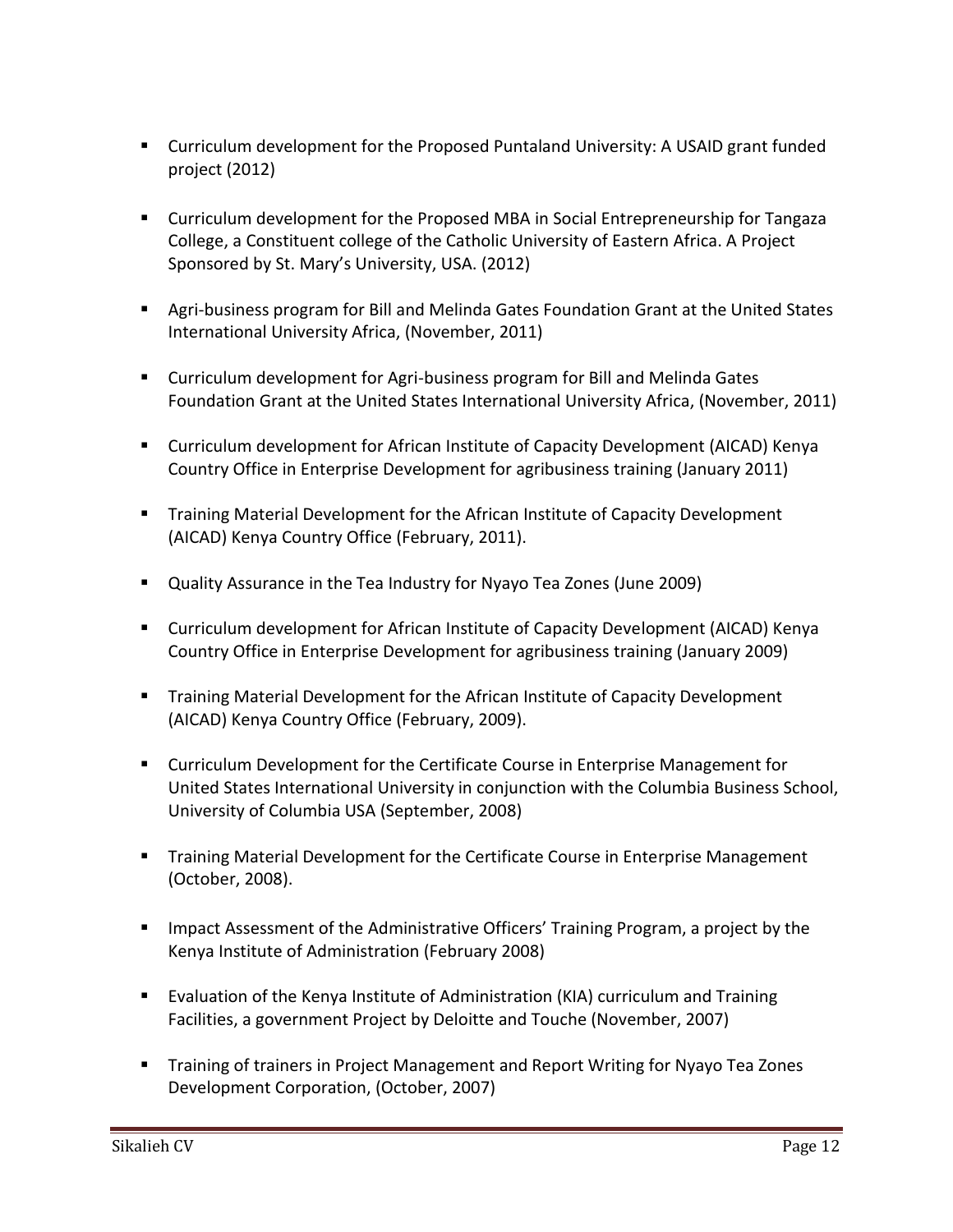- Curriculum development for the Proposed Puntaland University: A USAID grant funded project (2012)
- Curriculum development for the Proposed MBA in Social Entrepreneurship for Tangaza College, a Constituent college of the Catholic University of Eastern Africa. A Project Sponsored by St. Mary's University, USA. (2012)
- Agri-business program for Bill and Melinda Gates Foundation Grant at the United States International University Africa, (November, 2011)
- Curriculum development for Agri-business program for Bill and Melinda Gates Foundation Grant at the United States International University Africa, (November, 2011)
- Curriculum development for African Institute of Capacity Development (AICAD) Kenya Country Office in Enterprise Development for agribusiness training (January 2011)
- Training Material Development for the African Institute of Capacity Development (AICAD) Kenya Country Office (February, 2011).
- Quality Assurance in the Tea Industry for Nyayo Tea Zones (June 2009)
- Curriculum development for African Institute of Capacity Development (AICAD) Kenya Country Office in Enterprise Development for agribusiness training (January 2009)
- Training Material Development for the African Institute of Capacity Development (AICAD) Kenya Country Office (February, 2009).
- Curriculum Development for the Certificate Course in Enterprise Management for United States International University in conjunction with the Columbia Business School, University of Columbia USA (September, 2008)
- Training Material Development for the Certificate Course in Enterprise Management (October, 2008).
- Impact Assessment of the Administrative Officers' Training Program, a project by the Kenya Institute of Administration (February 2008)
- Evaluation of the Kenya Institute of Administration (KIA) curriculum and Training Facilities, a government Project by Deloitte and Touche (November, 2007)
- Training of trainers in Project Management and Report Writing for Nyayo Tea Zones Development Corporation, (October, 2007)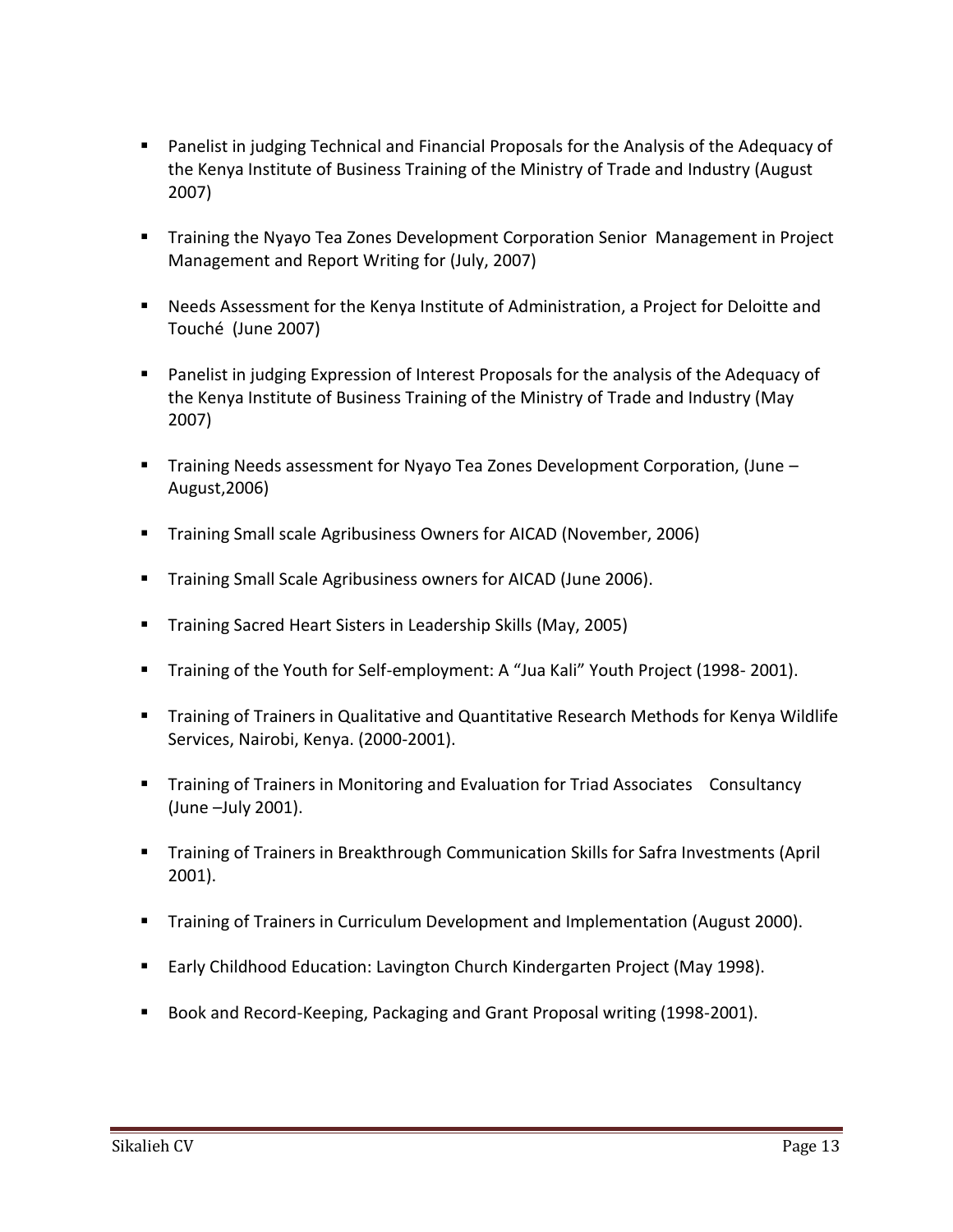- Panelist in judging Technical and Financial Proposals for the Analysis of the Adequacy of the Kenya Institute of Business Training of the Ministry of Trade and Industry (August 2007)

- Training the Nyayo Tea Zones Development Corporation Senior Management in Project Management and Report Writing for (July, 2007)

- Needs Assessment for the Kenya Institute of Administration, a Project for Deloitte and Touché (June 2007)

- Panelist in judging Expression of Interest Proposals for the analysis of the Adequacy of the Kenya Institute of Business Training of the Ministry of Trade and Industry (May 2007)

- Training Needs assessment for Nyayo Tea Zones Development Corporation, (June – August,2006)

- Training Small scale Agribusiness Owners for AICAD (November, 2006)

- Training Small Scale Agribusiness owners for AICAD (June 2006).

- Training Sacred Heart Sisters in Leadership Skills (May, 2005)

- Training of the Youth for Self-employment: A "Jua Kali" Youth Project (1998- 2001).

- Training of Trainers in Qualitative and Quantitative Research Methods for Kenya Wildlife Services, Nairobi, Kenya. (2000-2001).

- Training of Trainers in Monitoring and Evaluation for Triad Associates Consultancy (June –July 2001).

- Training of Trainers in Breakthrough Communication Skills for Safra Investments (April 2001).

- Training of Trainers in Curriculum Development and Implementation (August 2000).

- Early Childhood Education: Lavington Church Kindergarten Project (May 1998).

- Book and Record-Keeping, Packaging and Grant Proposal writing (1998-2001).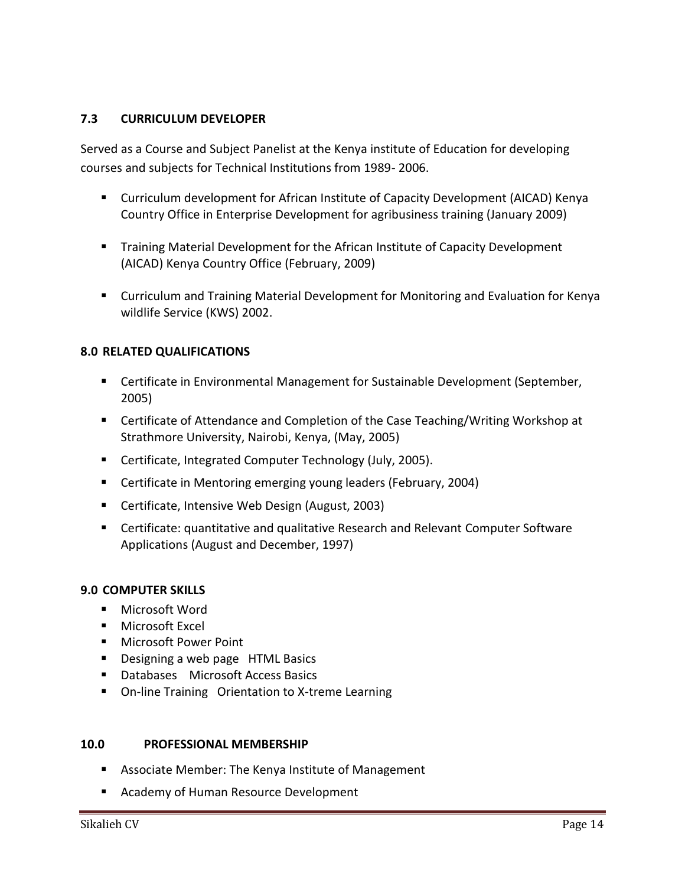### 7.3 CURRICULUM DEVELOPER

Served as a Course and Subject Panelist at the Kenya institute of Education for developing courses and subjects for Technical Institutions from 1989- 2006.

- Curriculum development for African Institute of Capacity Development (AICAD) Kenya Country Office in Enterprise Development for agribusiness training (January 2009)
- Training Material Development for the African Institute of Capacity Development (AICAD) Kenya Country Office (February, 2009)
- Curriculum and Training Material Development for Monitoring and Evaluation for Kenya wildlife Service (KWS) 2002.

## 8.0 RELATED QUALIFICATIONS

- Certificate in Environmental Management for Sustainable Development (September, 2005)
- Certificate of Attendance and Completion of the Case Teaching/Writing Workshop at Strathmore University, Nairobi, Kenya, (May, 2005)
- Certificate, Integrated Computer Technology (July, 2005).
- Certificate in Mentoring emerging young leaders (February, 2004)
- Certificate, Intensive Web Design (August, 2003)
- Certificate: quantitative and qualitative Research and Relevant Computer Software Applications (August and December, 1997)

## 9.0 COMPUTER SKILLS

- Microsoft Word
- Microsoft Excel
- Microsoft Power Point
- Designing a web page HTML Basics
- Databases Microsoft Access Basics
- On-line Training Orientation to X-treme Learning

## 10.0 PROFESSIONAL MEMBERSHIP

- Associate Member: The Kenya Institute of Management
- Academy of Human Resource Development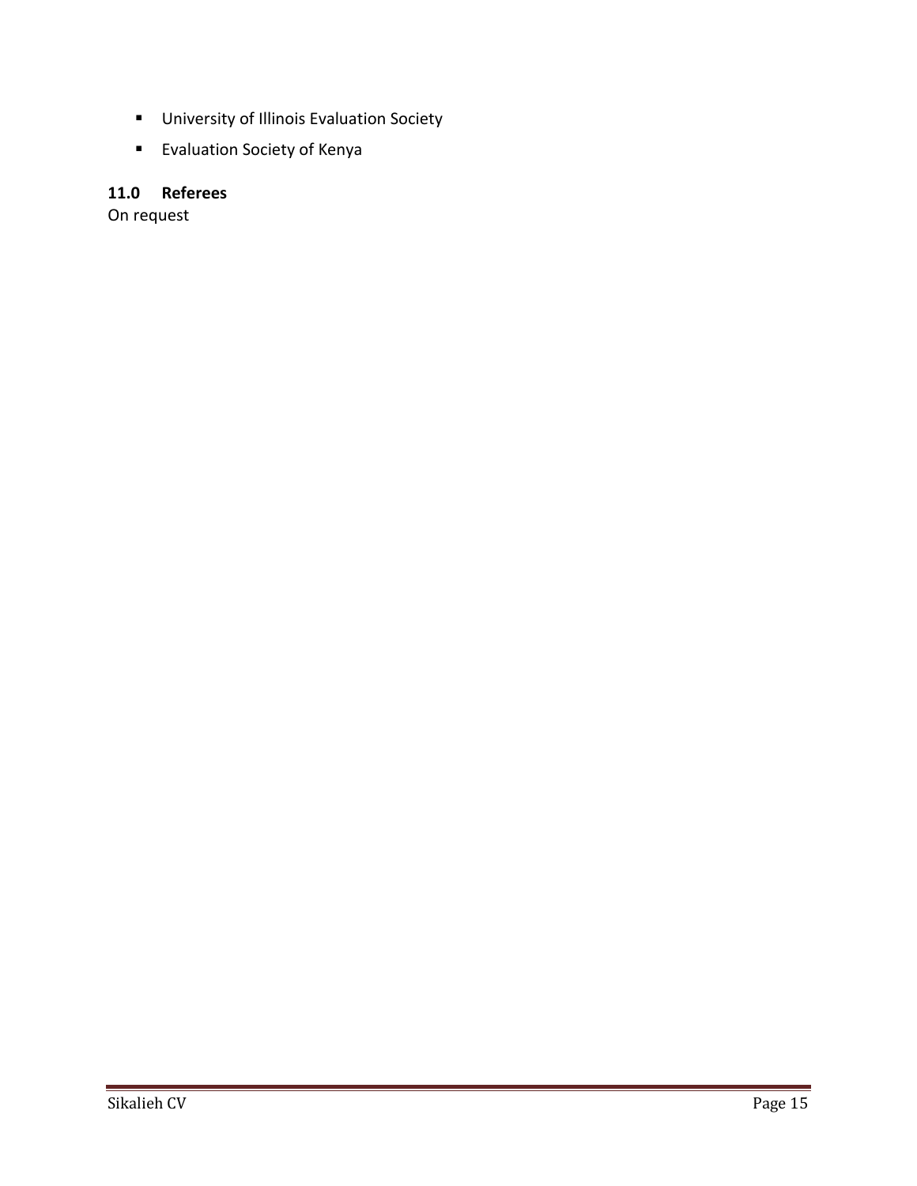- University of Illinois Evaluation Society
- Evaluation Society of Kenya

### 11.0 Referees

On request